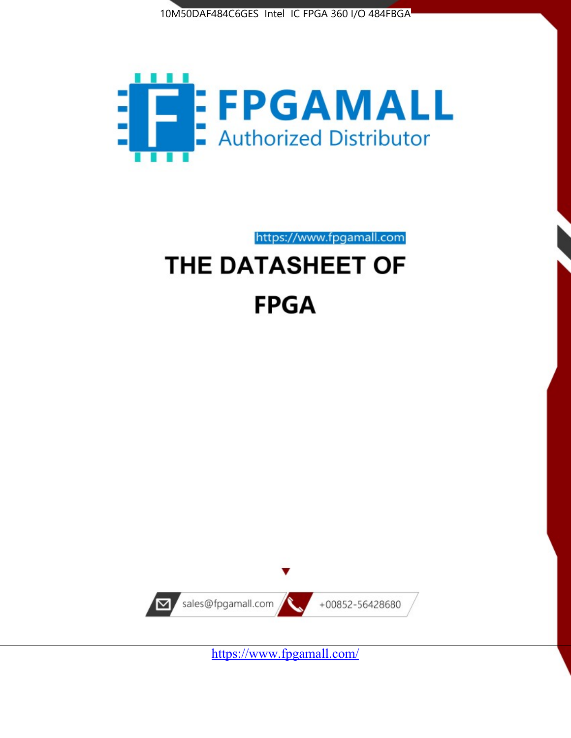10M50DAF484C6GES Intel IC FPGA 360 I/O 484FBGA

FPGAMALL

Authorized Distributor

https://www.fpgamall.com

# THE DATASHEET OF

# FPGA

sales@fpgamall.com

+00852-56428680

https://www.fpgamall.com/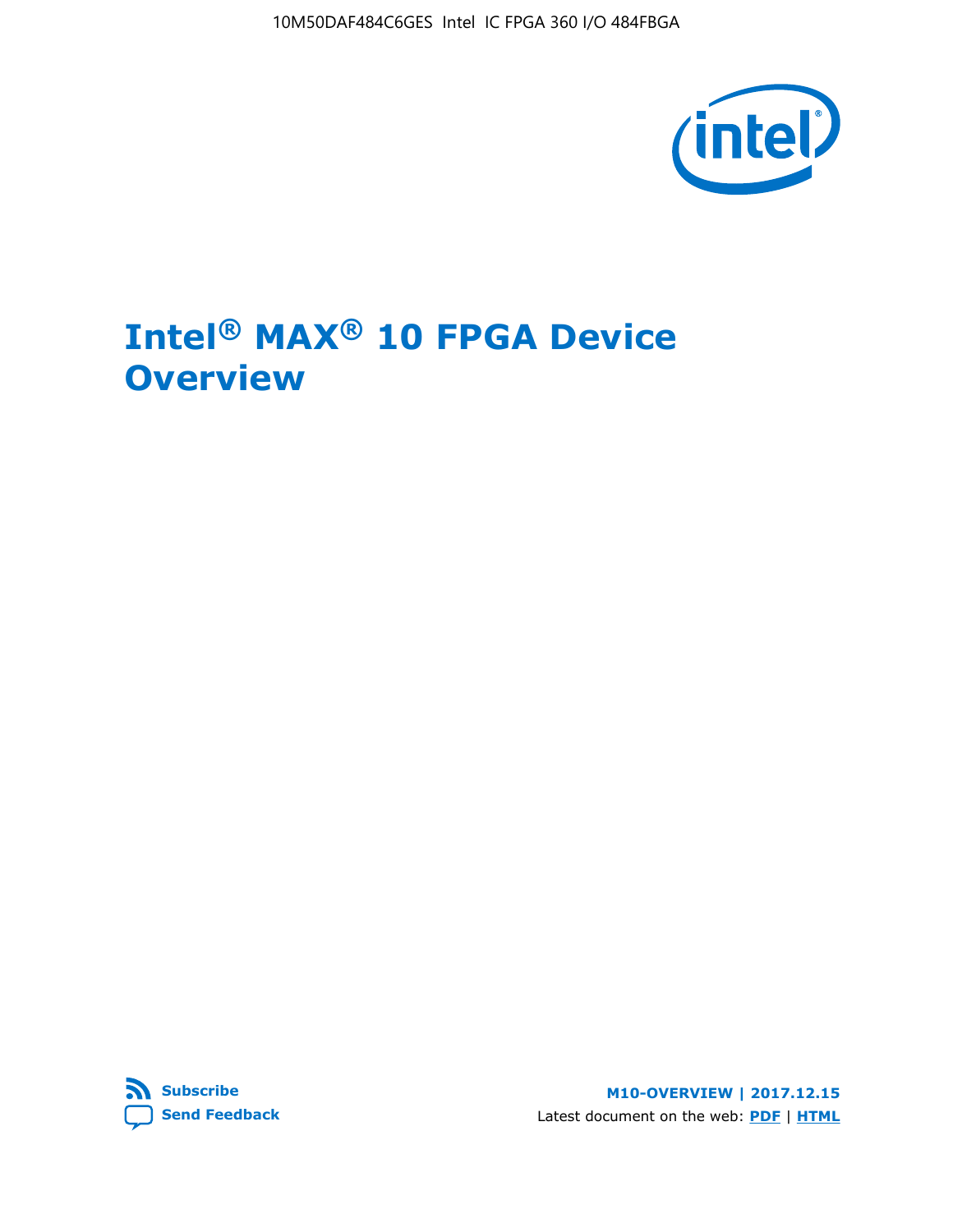# Intel® MAX® 10 FPGA Device Overview

Subscribe

Send Feedback

M10-OVERVIEW | 2017.12.15

Latest document on the web: PDF | HTML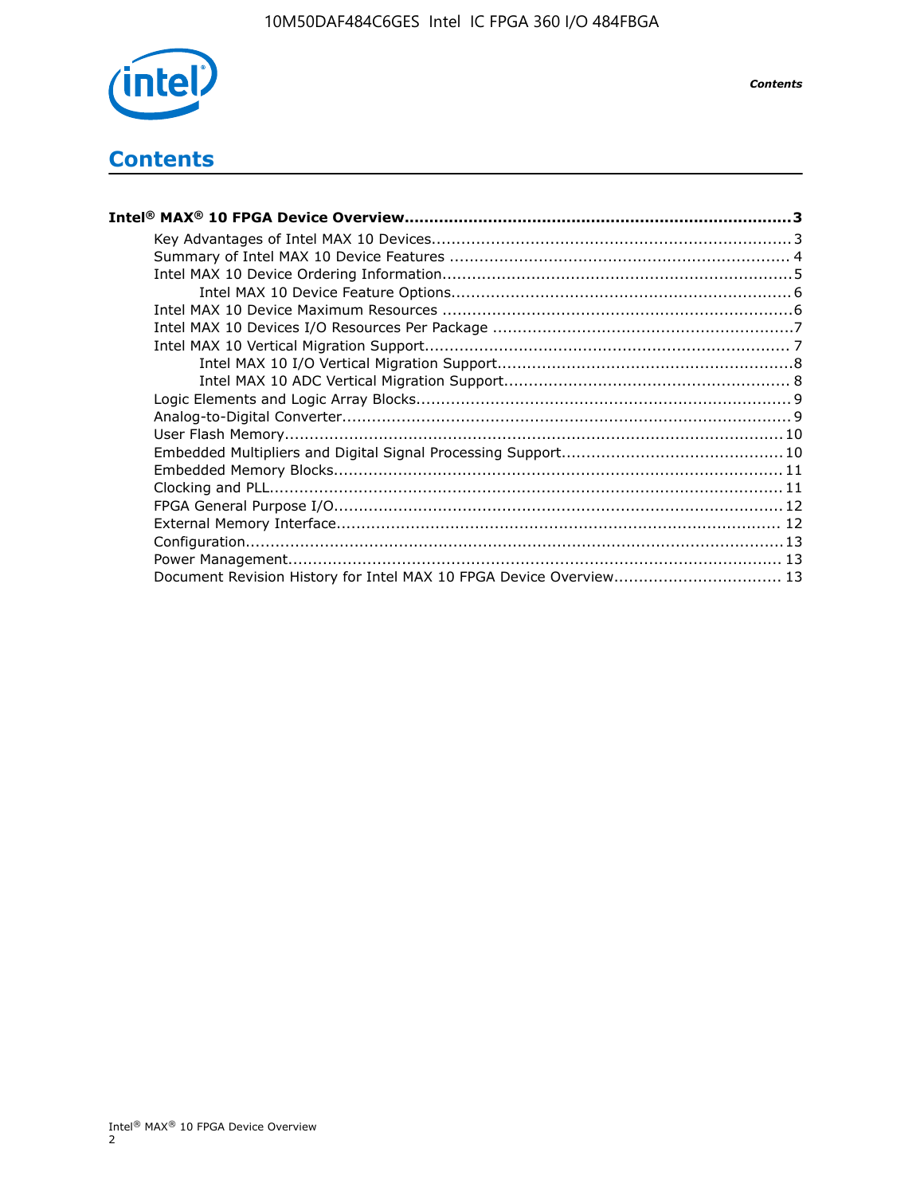# Contents

**Intel® MAX® 10 FPGA Device Overview................................................................................3**

- Key Advantages of Intel MAX 10 Devices........................................................................3
- Summary of Intel MAX 10 Device Features .....................................................................4
- Intel MAX 10 Device Ordering Information.......................................................................5
    - Intel MAX 10 Device Feature Options.....................................................................6
- Intel MAX 10 Device Maximum Resources .......................................................................6
- Intel MAX 10 Devices I/O Resources Per Package .............................................................7
- Intel MAX 10 Vertical Migration Support..........................................................................7
    - Intel MAX 10 I/O Vertical Migration Support............................................................8
    - Intel MAX 10 ADC Vertical Migration Support..........................................................8
- Logic Elements and Logic Array Blocks............................................................................9
- Analog-to-Digital Converter............................................................................................9
- User Flash Memory.......................................................................................................10
- Embedded Multipliers and Digital Signal Processing Support.............................................10
- Embedded Memory Blocks.............................................................................................11
- Clocking and PLL..........................................................................................................11
- FPGA General Purpose I/O.............................................................................................12
- External Memory Interface............................................................................................ 12
- Configuration...............................................................................................................13
- Power Management......................................................................................................13
- Document Revision History for Intel MAX 10 FPGA Device Overview.................................. 13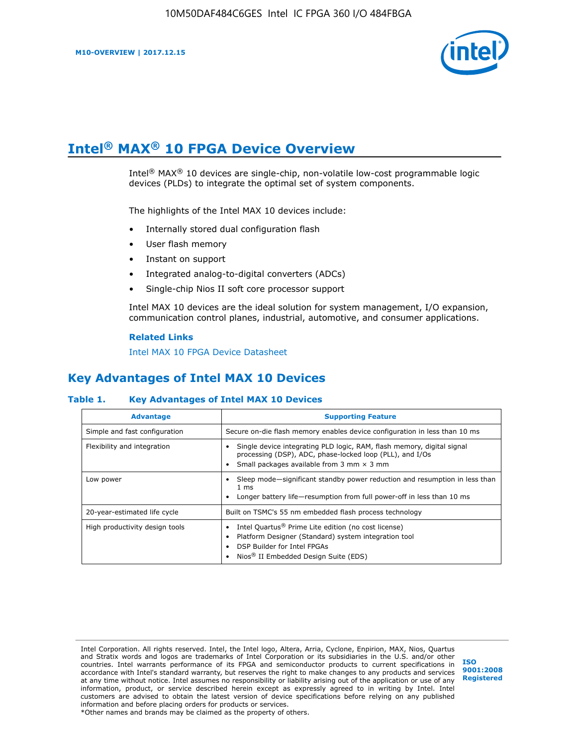# Intel® MAX® 10 FPGA Device Overview

Intel® MAX® 10 devices are single-chip, non-volatile low-cost programmable logic devices (PLDs) to integrate the optimal set of system components.

The highlights of the Intel MAX 10 devices include:

- Internally stored dual configuration flash
- User flash memory
- Instant on support
- Integrated analog-to-digital converters (ADCs)
- Single-chip Nios II soft core processor support

Intel MAX 10 devices are the ideal solution for system management, I/O expansion, communication control planes, industrial, automotive, and consumer applications.

**Related Links**

Intel MAX 10 FPGA Device Datasheet

## Key Advantages of Intel MAX 10 Devices

**Table 1. Key Advantages of Intel MAX 10 Devices**

| Advantage | Supporting Feature |
| --- | --- |
| Simple and fast configuration | Secure on-die flash memory enables device configuration in less than 10 ms |
| Flexibility and integration | • Single device integrating PLD logic, RAM, flash memory, digital signal processing (DSP), ADC, phase-locked loop (PLL), and I/Os<br>• Small packages available from 3 mm × 3 mm |
| Low power | • Sleep mode—significant standby power reduction and resumption in less than 1 ms<br>• Longer battery life—resumption from full power-off in less than 10 ms |
| 20-year-estimated life cycle | Built on TSMC's 55 nm embedded flash process technology |
| High productivity design tools | • Intel Quartus® Prime Lite edition (no cost license)<br>• Platform Designer (Standard) system integration tool<br>• DSP Builder for Intel FPGAs<br>• Nios® II Embedded Design Suite (EDS) |

Intel Corporation. All rights reserved. Intel, the Intel logo, Altera, Arria, Cyclone, Enpirion, MAX, Nios, Quartus and Stratix words and logos are trademarks of Intel Corporation or its subsidiaries in the U.S. and/or other countries. Intel warrants performance of its FPGA and semiconductor products to current specifications in accordance with Intel's standard warranty, but reserves the right to make changes to any products and services at any time without notice. Intel assumes no responsibility or liability arising out of the application or use of any information, product, or service described herein except as expressly agreed to in writing by Intel. Intel customers are advised to obtain the latest version of device specifications before relying on any published information and before placing orders for products or services.
*Other names and brands may be claimed as the property of others.

ISO 9001:2008 Registered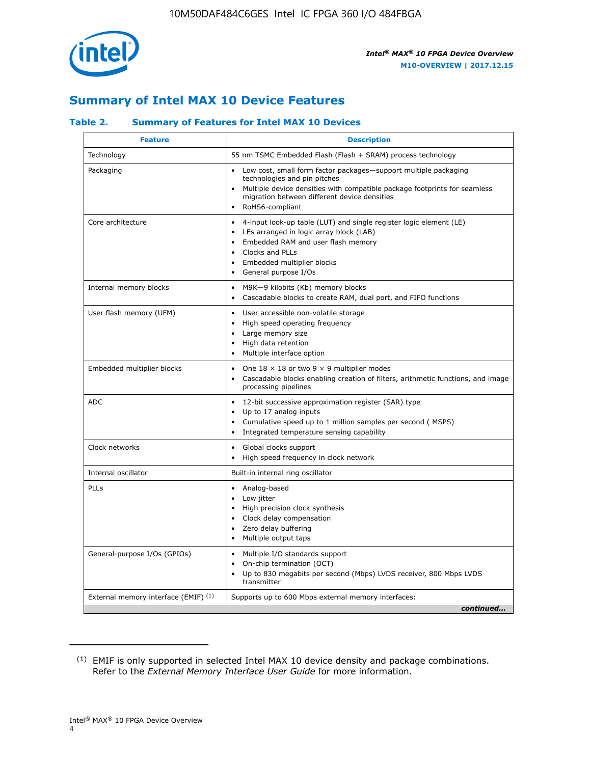## Summary of Intel MAX 10 Device Features

### Table 2. Summary of Features for Intel MAX 10 Devices

| Feature | Description |
|---|---|
| Technology | 55 nm TSMC Embedded Flash (Flash + SRAM) process technology |
| Packaging | • Low cost, small form factor packages—support multiple packaging technologies and pin pitches<br>• Multiple device densities with compatible package footprints for seamless migration between different device densities<br>• RoHS6-compliant |
| Core architecture | • 4-input look-up table (LUT) and single register logic element (LE)<br>• LEs arranged in logic array block (LAB)<br>• Embedded RAM and user flash memory<br>• Clocks and PLLs<br>• Embedded multiplier blocks<br>• General purpose I/Os |
| Internal memory blocks | • M9K—9 kilobits (Kb) memory blocks<br>• Cascadable blocks to create RAM, dual port, and FIFO functions |
| User flash memory (UFM) | • User accessible non-volatile storage<br>• High speed operating frequency<br>• Large memory size<br>• High data retention<br>• Multiple interface option |
| Embedded multiplier blocks | • One 18 × 18 or two 9 × 9 multiplier modes<br>• Cascadable blocks enabling creation of filters, arithmetic functions, and image processing pipelines |
| ADC | • 12-bit successive approximation register (SAR) type<br>• Up to 17 analog inputs<br>• Cumulative speed up to 1 million samples per second ( MSPS)<br>• Integrated temperature sensing capability |
| Clock networks | • Global clocks support<br>• High speed frequency in clock network |
| Internal oscillator | Built-in internal ring oscillator |
| PLLs | • Analog-based<br>• Low jitter<br>• High precision clock synthesis<br>• Clock delay compensation<br>• Zero delay buffering<br>• Multiple output taps |
| General-purpose I/Os (GPIOs) | • Multiple I/O standards support<br>• On-chip termination (OCT)<br>• Up to 830 megabits per second (Mbps) LVDS receiver, 800 Mbps LVDS transmitter |
| External memory interface (EMIF) [(1)] | Supports up to 600 Mbps external memory interfaces: |

*continued...*

(1) EMIF is only supported in selected Intel MAX 10 device density and package combinations. Refer to the *External Memory Interface User Guide* for more information.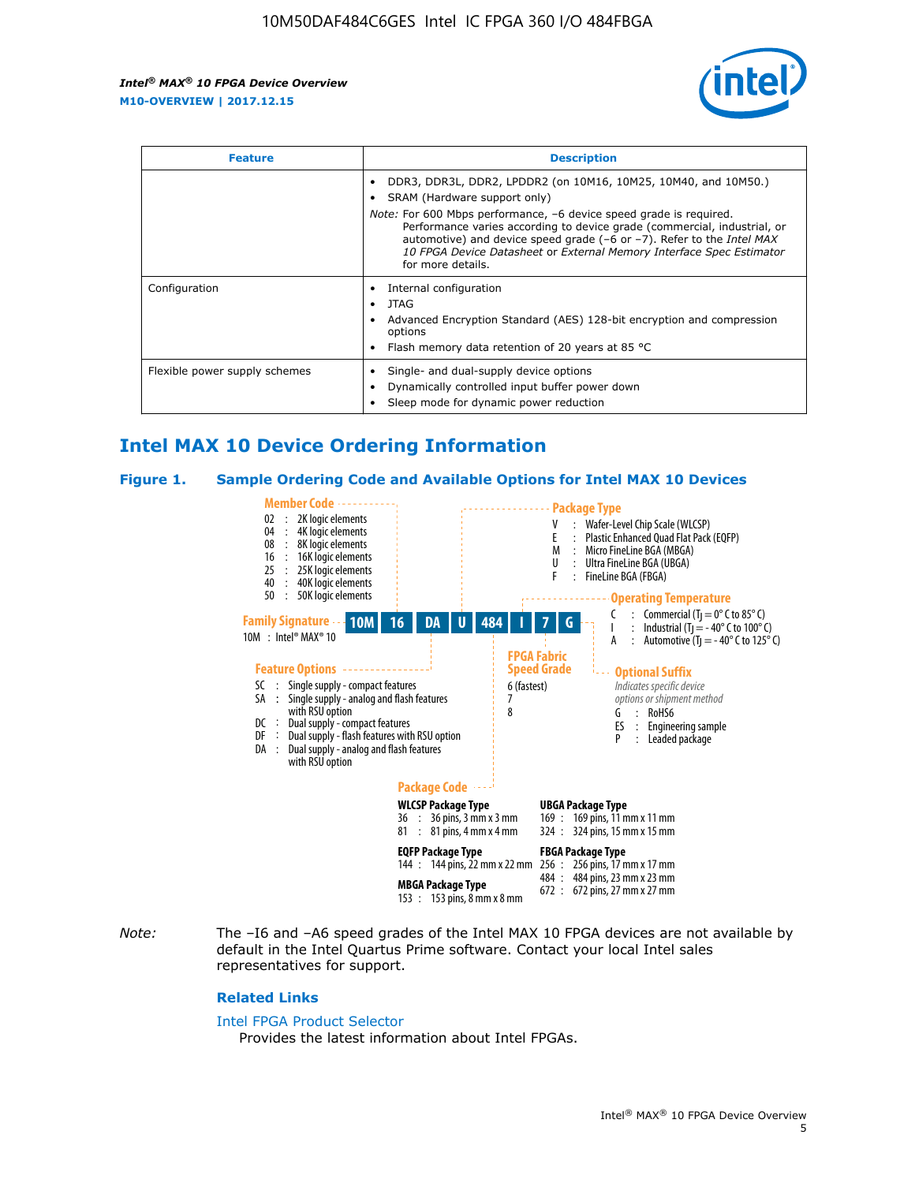| Feature | Description |
| --- | --- |
| | • DDR3, DDR3L, DDR2, LPDDR2 (on 10M16, 10M25, 10M40, and 10M50.)<br>• SRAM (Hardware support only)<br>*Note:* For 600 Mbps performance, –6 device speed grade is required. Performance varies according to device grade (commercial, industrial, or automotive) and device speed grade (–6 or –7). Refer to the *Intel MAX 10 FPGA Device Datasheet* or *External Memory Interface Spec Estimator* for more details. |
| Configuration | • Internal configuration<br>• JTAG<br>• Advanced Encryption Standard (AES) 128-bit encryption and compression options<br>• Flash memory data retention of 20 years at 85 °C |
| Flexible power supply schemes | • Single- and dual-supply device options<br>• Dynamically controlled input buffer power down<br>• Sleep mode for dynamic power reduction |

## Intel MAX 10 Device Ordering Information

### Figure 1. Sample Ordering Code and Available Options for Intel MAX 10 Devices

Sample ordering code: **10M 16 DA U 484 I 7 G**

**Family Signature**
10M : Intel® MAX® 10

**Member Code**
- 02 : 2K logic elements
- 04 : 4K logic elements
- 08 : 8K logic elements
- 16 : 16K logic elements
- 25 : 25K logic elements
- 40 : 40K logic elements
- 50 : 50K logic elements

**Feature Options**
- SC : Single supply - compact features
- SA : Single supply - analog and flash features with RSU option
- DC : Dual supply - compact features
- DF : Dual supply - flash features with RSU option
- DA : Dual supply - analog and flash features with RSU option

**Package Type**
- V : Wafer-Level Chip Scale (WLCSP)
- E : Plastic Enhanced Quad Flat Pack (EQFP)
- M : Micro FineLine BGA (MBGA)
- U : Ultra FineLine BGA (UBGA)
- F : FineLine BGA (FBGA)

**Package Code**

WLCSP Package Type
- 36 : 36 pins, 3 mm x 3 mm
- 81 : 81 pins, 4 mm x 4 mm

EQFP Package Type
- 144 : 144 pins, 22 mm x 22 mm

MBGA Package Type
- 153 : 153 pins, 8 mm x 8 mm

UBGA Package Type
- 169 : 169 pins, 11 mm x 11 mm
- 324 : 324 pins, 15 mm x 15 mm

FBGA Package Type
- 256 : 256 pins, 17 mm x 17 mm
- 484 : 484 pins, 23 mm x 23 mm
- 672 : 672 pins, 27 mm x 27 mm

**Operating Temperature**
- C : Commercial ($T_J$ = 0° C to 85° C)
- I : Industrial ($T_J$ = - 40° C to 100° C)
- A : Automotive ($T_J$ = - 40° C to 125° C)

**FPGA Fabric Speed Grade**
- 6 (fastest)
- 7
- 8

**Optional Suffix**
*Indicates specific device options or shipment method*
- G : RoHS6
- ES : Engineering sample
- P : Leaded package

*Note:* The –I6 and –A6 speed grades of the Intel MAX 10 FPGA devices are not available by default in the Intel Quartus Prime software. Contact your local Intel sales representatives for support.

### Related Links

Intel FPGA Product Selector
Provides the latest information about Intel FPGAs.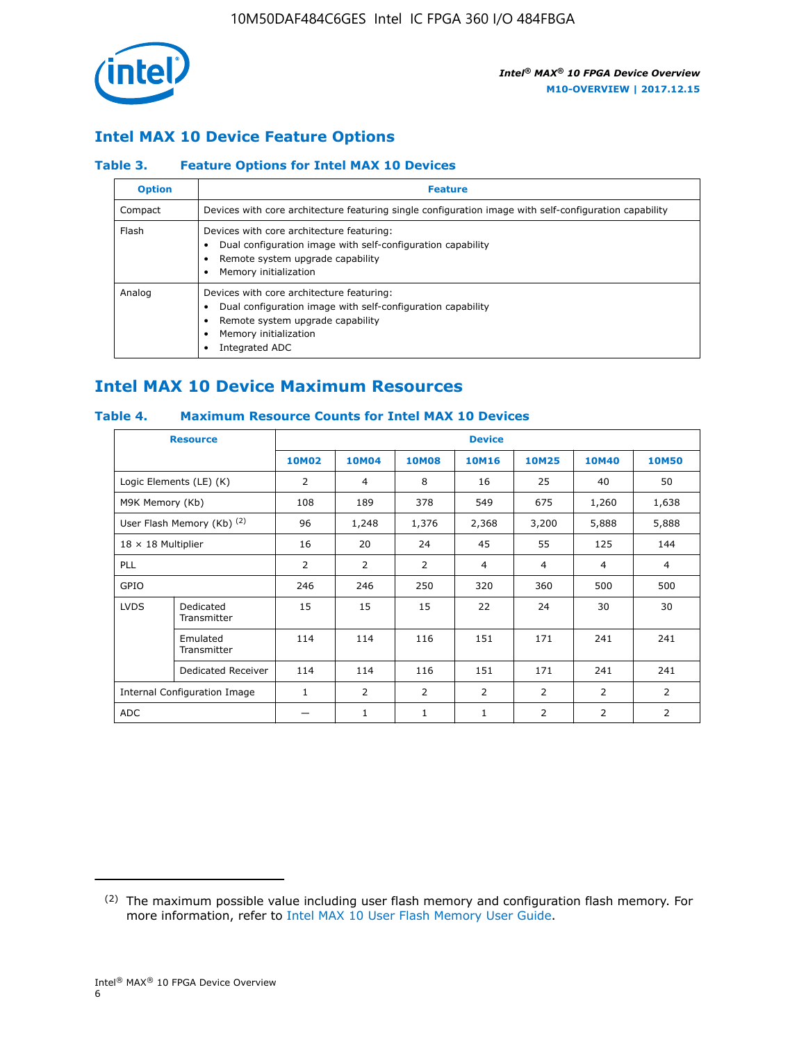## Intel MAX 10 Device Feature Options

### Table 3. Feature Options for Intel MAX 10 Devices

| Option | Feature |
|---|---|
| Compact | Devices with core architecture featuring single configuration image with self-configuration capability |
| Flash | Devices with core architecture featuring:<br>• Dual configuration image with self-configuration capability<br>• Remote system upgrade capability<br>• Memory initialization |
| Analog | Devices with core architecture featuring:<br>• Dual configuration image with self-configuration capability<br>• Remote system upgrade capability<br>• Memory initialization<br>• Integrated ADC |

## Intel MAX 10 Device Maximum Resources

### Table 4. Maximum Resource Counts for Intel MAX 10 Devices

| Resource | | Device | | | | | | |
|---|---|---|---|---|---|---|---|---|
| | | 10M02 | 10M04 | 10M08 | 10M16 | 10M25 | 10M40 | 10M50 |
| Logic Elements (LE) (K) | | 2 | 4 | 8 | 16 | 25 | 40 | 50 |
| M9K Memory (Kb) | | 108 | 189 | 378 | 549 | 675 | 1,260 | 1,638 |
| User Flash Memory (Kb) (2) | | 96 | 1,248 | 1,376 | 2,368 | 3,200 | 5,888 | 5,888 |
| 18 × 18 Multiplier | | 16 | 20 | 24 | 45 | 55 | 125 | 144 |
| PLL | | 2 | 2 | 2 | 4 | 4 | 4 | 4 |
| GPIO | | 246 | 246 | 250 | 320 | 360 | 500 | 500 |
| LVDS | Dedicated Transmitter | 15 | 15 | 15 | 22 | 24 | 30 | 30 |
| | Emulated Transmitter | 114 | 114 | 116 | 151 | 171 | 241 | 241 |
| | Dedicated Receiver | 114 | 114 | 116 | 151 | 171 | 241 | 241 |
| Internal Configuration Image | | 1 | 2 | 2 | 2 | 2 | 2 | 2 |
| ADC | | — | 1 | 1 | 1 | 2 | 2 | 2 |

(2) The maximum possible value including user flash memory and configuration flash memory. For more information, refer to Intel MAX 10 User Flash Memory User Guide.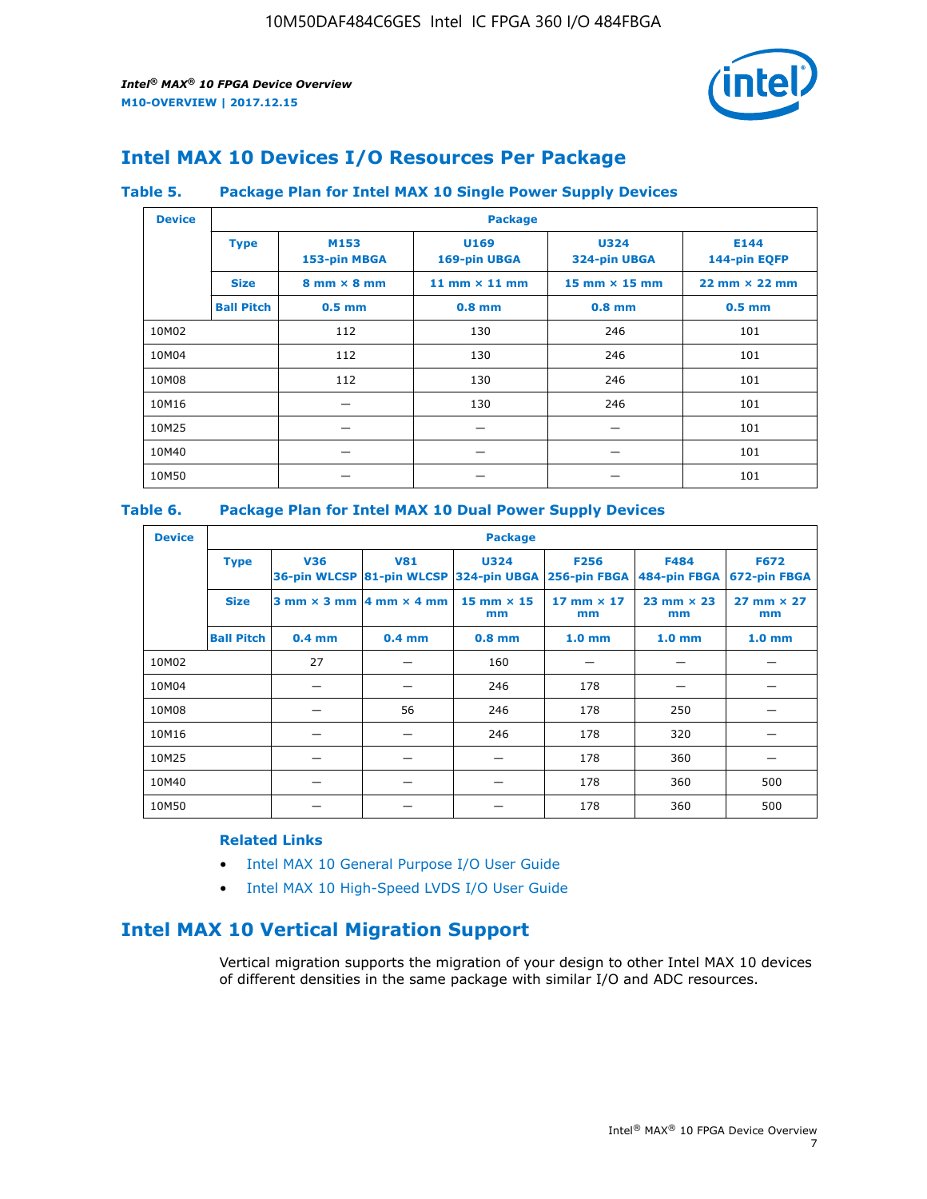## Intel MAX 10 Devices I/O Resources Per Package

**Table 5. Package Plan for Intel MAX 10 Single Power Supply Devices**

| Device | Package | | | | |
|---|---|---|---|---|---|
| | **Type** | **M153** 153-pin MBGA | **U169** 169-pin UBGA | **U324** 324-pin UBGA | **E144** 144-pin EQFP |
| | **Size** | 8 mm × 8 mm | 11 mm × 11 mm | 15 mm × 15 mm | 22 mm × 22 mm |
| | **Ball Pitch** | 0.5 mm | 0.8 mm | 0.8 mm | 0.5 mm |
| 10M02 | | 112 | 130 | 246 | 101 |
| 10M04 | | 112 | 130 | 246 | 101 |
| 10M08 | | 112 | 130 | 246 | 101 |
| 10M16 | | — | 130 | 246 | 101 |
| 10M25 | | — | — | — | 101 |
| 10M40 | | — | — | — | 101 |
| 10M50 | | — | — | — | 101 |

**Table 6. Package Plan for Intel MAX 10 Dual Power Supply Devices**

| Device | Package | | | | | | |
|---|---|---|---|---|---|---|---|
| | **Type** | **V36** 36-pin WLCSP | **V81** 81-pin WLCSP | **U324** 324-pin UBGA | **F256** 256-pin FBGA | **F484** 484-pin FBGA | **F672** 672-pin FBGA |
| | **Size** | 3 mm × 3 mm | 4 mm × 4 mm | 15 mm × 15 mm | 17 mm × 17 mm | 23 mm × 23 mm | 27 mm × 27 mm |
| | **Ball Pitch** | 0.4 mm | 0.4 mm | 0.8 mm | 1.0 mm | 1.0 mm | 1.0 mm |
| 10M02 | | 27 | — | 160 | — | — | — |
| 10M04 | | — | — | 246 | 178 | — | — |
| 10M08 | | — | 56 | 246 | 178 | 250 | — |
| 10M16 | | — | — | 246 | 178 | 320 | — |
| 10M25 | | — | — | — | 178 | 360 | — |
| 10M40 | | — | — | — | 178 | 360 | 500 |
| 10M50 | | — | — | — | 178 | 360 | 500 |

**Related Links**

- Intel MAX 10 General Purpose I/O User Guide
- Intel MAX 10 High-Speed LVDS I/O User Guide

## Intel MAX 10 Vertical Migration Support

Vertical migration supports the migration of your design to other Intel MAX 10 devices of different densities in the same package with similar I/O and ADC resources.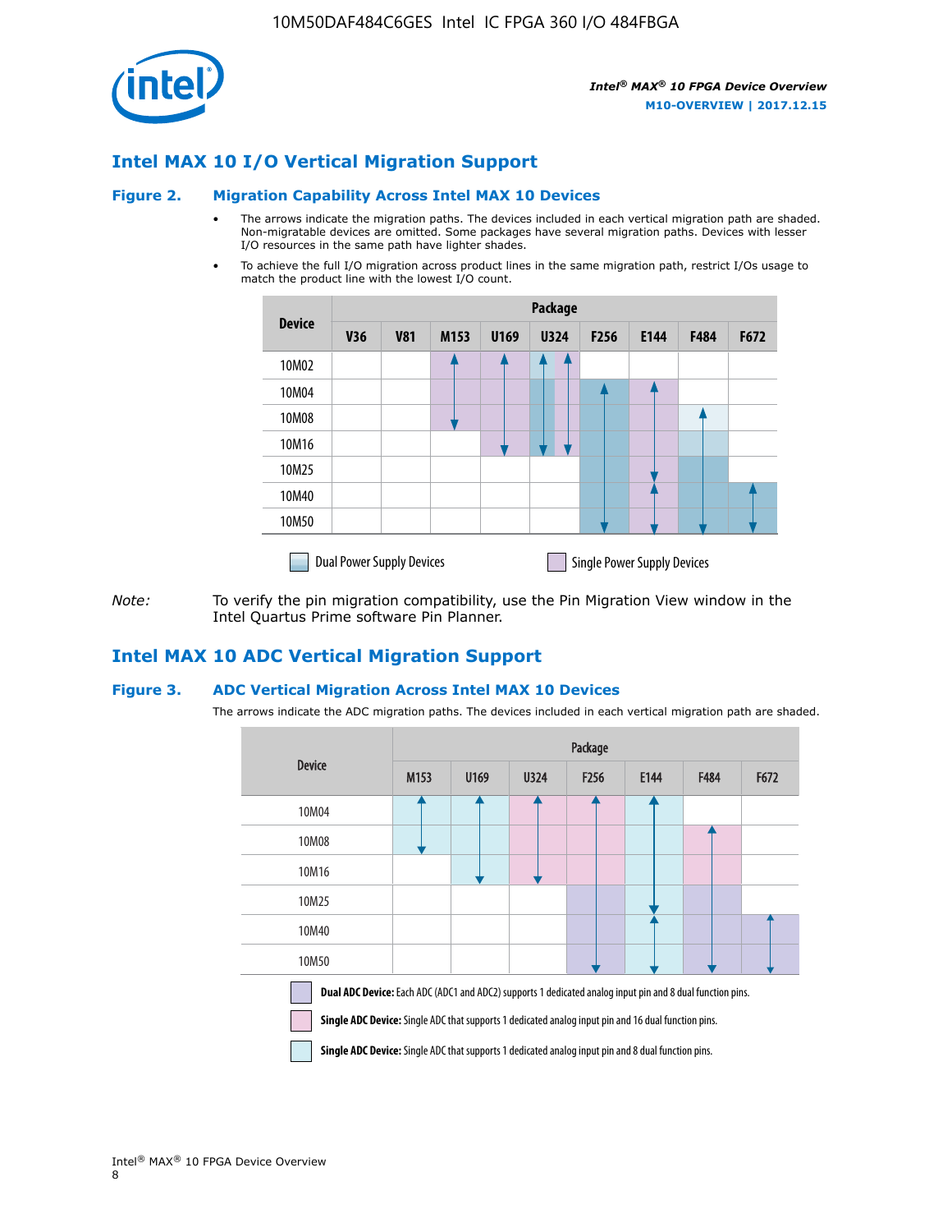## Intel MAX 10 I/O Vertical Migration Support

### Figure 2. Migration Capability Across Intel MAX 10 Devices

- The arrows indicate the migration paths. The devices included in each vertical migration path are shaded. Non-migratable devices are omitted. Some packages have several migration paths. Devices with lesser I/O resources in the same path have lighter shades.
- To achieve the full I/O migration across product lines in the same migration path, restrict I/Os usage to match the product line with the lowest I/O count.

| Device | Package | | | | | | | | |
|---|---|---|---|---|---|---|---|---|---|
| | V36 | V81 | M153 | U169 | U324 | F256 | E144 | F484 | F672 |
| 10M02 | | | | | | | | | |
| 10M04 | | | | | | | | | |
| 10M08 | | | | | | | | | |
| 10M16 | | | | | | | | | |
| 10M25 | | | | | | | | | |
| 10M40 | | | | | | | | | |
| 10M50 | | | | | | | | | |

Dual Power Supply Devices    Single Power Supply Devices

*Note:* To verify the pin migration compatibility, use the Pin Migration View window in the Intel Quartus Prime software Pin Planner.

## Intel MAX 10 ADC Vertical Migration Support

### Figure 3. ADC Vertical Migration Across Intel MAX 10 Devices

The arrows indicate the ADC migration paths. The devices included in each vertical migration path are shaded.

| Device | Package | | | | | | |
|---|---|---|---|---|---|---|---|
| | M153 | U169 | U324 | F256 | E144 | F484 | F672 |
| 10M04 | | | | | | | |
| 10M08 | | | | | | | |
| 10M16 | | | | | | | |
| 10M25 | | | | | | | |
| 10M40 | | | | | | | |
| 10M50 | | | | | | | |

**Dual ADC Device:** Each ADC (ADC1 and ADC2) supports 1 dedicated analog input pin and 8 dual function pins.

**Single ADC Device:** Single ADC that supports 1 dedicated analog input pin and 16 dual function pins.

**Single ADC Device:** Single ADC that supports 1 dedicated analog input pin and 8 dual function pins.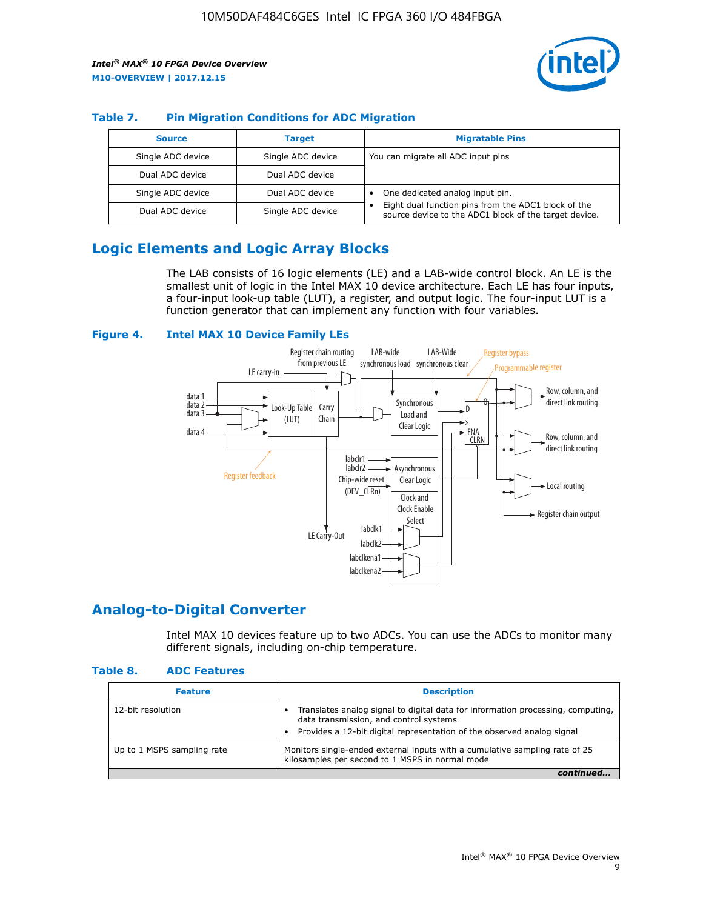### Table 7. Pin Migration Conditions for ADC Migration

| Source | Target | Migratable Pins |
|---|---|---|
| Single ADC device | Single ADC device | You can migrate all ADC input pins |
| Dual ADC device | Dual ADC device | |
| Single ADC device | Dual ADC device | • One dedicated analog input pin. • Eight dual function pins from the ADC1 block of the source device to the ADC1 block of the target device. |
| Dual ADC device | Single ADC device | |

## Logic Elements and Logic Array Blocks

The LAB consists of 16 logic elements (LE) and a LAB-wide control block. An LE is the smallest unit of logic in the Intel MAX 10 device architecture. Each LE has four inputs, a four-input look-up table (LUT), a register, and output logic. The four-input LUT is a function generator that can implement any function with four variables.

### Figure 4. Intel MAX 10 Device Family LEs

## Analog-to-Digital Converter

Intel MAX 10 devices feature up to two ADCs. You can use the ADCs to monitor many different signals, including on-chip temperature.

### Table 8. ADC Features

| Feature | Description |
|---|---|
| 12-bit resolution | • Translates analog signal to digital data for information processing, computing, data transmission, and control systems • Provides a 12-bit digital representation of the observed analog signal |
| Up to 1 MSPS sampling rate | Monitors single-ended external inputs with a cumulative sampling rate of 25 kilosamples per second to 1 MSPS in normal mode |

*continued...*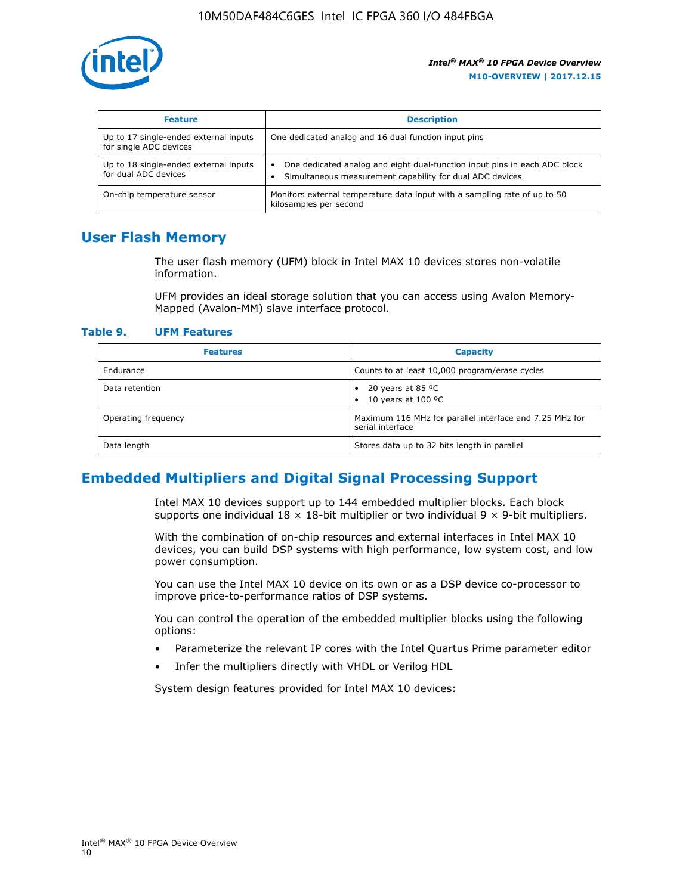| Feature | Description |
| --- | --- |
| Up to 17 single-ended external inputs for single ADC devices | One dedicated analog and 16 dual function input pins |
| Up to 18 single-ended external inputs for dual ADC devices | • One dedicated analog and eight dual-function input pins in each ADC block<br>• Simultaneous measurement capability for dual ADC devices |
| On-chip temperature sensor | Monitors external temperature data input with a sampling rate of up to 50 kilosamples per second |

## User Flash Memory

The user flash memory (UFM) block in Intel MAX 10 devices stores non-volatile information.

UFM provides an ideal storage solution that you can access using Avalon Memory-Mapped (Avalon-MM) slave interface protocol.

**Table 9. UFM Features**

| Features | Capacity |
| --- | --- |
| Endurance | Counts to at least 10,000 program/erase cycles |
| Data retention | • 20 years at 85 ºC<br>• 10 years at 100 ºC |
| Operating frequency | Maximum 116 MHz for parallel interface and 7.25 MHz for serial interface |
| Data length | Stores data up to 32 bits length in parallel |

## Embedded Multipliers and Digital Signal Processing Support

Intel MAX 10 devices support up to 144 embedded multiplier blocks. Each block supports one individual 18 × 18-bit multiplier or two individual 9 × 9-bit multipliers.

With the combination of on-chip resources and external interfaces in Intel MAX 10 devices, you can build DSP systems with high performance, low system cost, and low power consumption.

You can use the Intel MAX 10 device on its own or as a DSP device co-processor to improve price-to-performance ratios of DSP systems.

You can control the operation of the embedded multiplier blocks using the following options:

- Parameterize the relevant IP cores with the Intel Quartus Prime parameter editor
- Infer the multipliers directly with VHDL or Verilog HDL

System design features provided for Intel MAX 10 devices: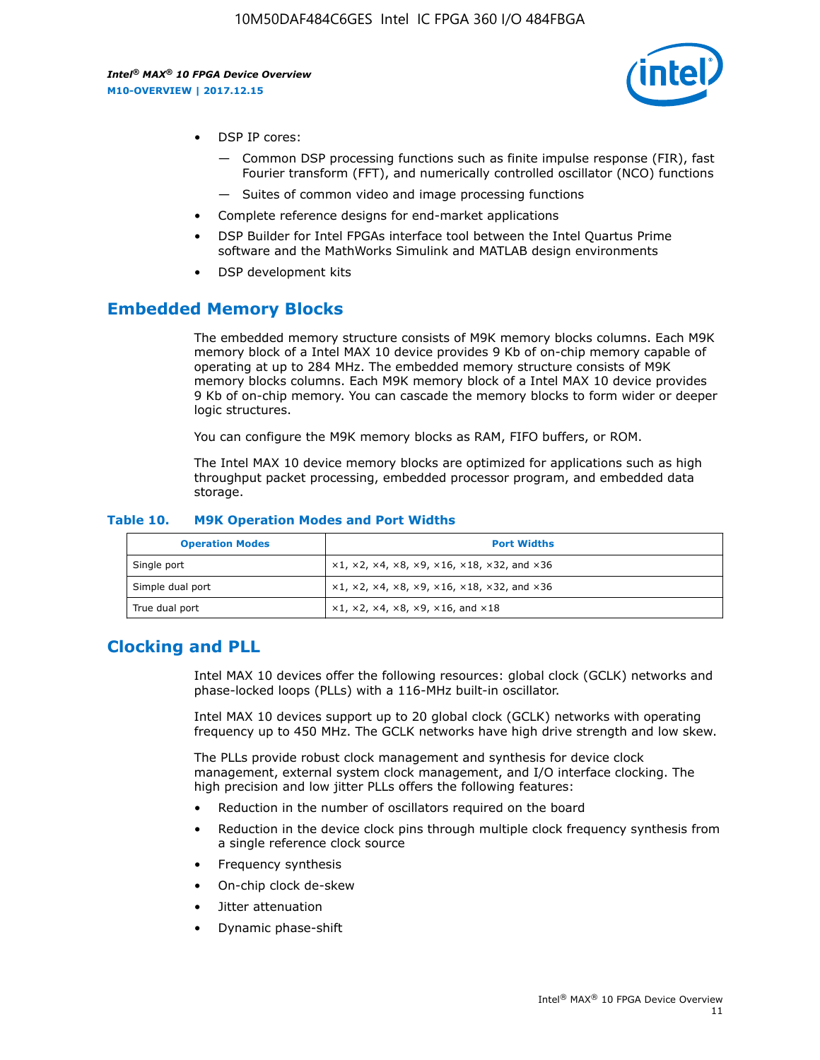- DSP IP cores:
  - Common DSP processing functions such as finite impulse response (FIR), fast Fourier transform (FFT), and numerically controlled oscillator (NCO) functions
  - Suites of common video and image processing functions
- Complete reference designs for end-market applications
- DSP Builder for Intel FPGAs interface tool between the Intel Quartus Prime software and the MathWorks Simulink and MATLAB design environments
- DSP development kits

## Embedded Memory Blocks

The embedded memory structure consists of M9K memory blocks columns. Each M9K memory block of a Intel MAX 10 device provides 9 Kb of on-chip memory capable of operating at up to 284 MHz. The embedded memory structure consists of M9K memory blocks columns. Each M9K memory block of a Intel MAX 10 device provides 9 Kb of on-chip memory. You can cascade the memory blocks to form wider or deeper logic structures.

You can configure the M9K memory blocks as RAM, FIFO buffers, or ROM.

The Intel MAX 10 device memory blocks are optimized for applications such as high throughput packet processing, embedded processor program, and embedded data storage.

**Table 10. M9K Operation Modes and Port Widths**

| Operation Modes | Port Widths |
|---|---|
| Single port | ×1, ×2, ×4, ×8, ×9, ×16, ×18, ×32, and ×36 |
| Simple dual port | ×1, ×2, ×4, ×8, ×9, ×16, ×18, ×32, and ×36 |
| True dual port | ×1, ×2, ×4, ×8, ×9, ×16, and ×18 |

## Clocking and PLL

Intel MAX 10 devices offer the following resources: global clock (GCLK) networks and phase-locked loops (PLLs) with a 116-MHz built-in oscillator.

Intel MAX 10 devices support up to 20 global clock (GCLK) networks with operating frequency up to 450 MHz. The GCLK networks have high drive strength and low skew.

The PLLs provide robust clock management and synthesis for device clock management, external system clock management, and I/O interface clocking. The high precision and low jitter PLLs offers the following features:

- Reduction in the number of oscillators required on the board
- Reduction in the device clock pins through multiple clock frequency synthesis from a single reference clock source
- Frequency synthesis
- On-chip clock de-skew
- Jitter attenuation
- Dynamic phase-shift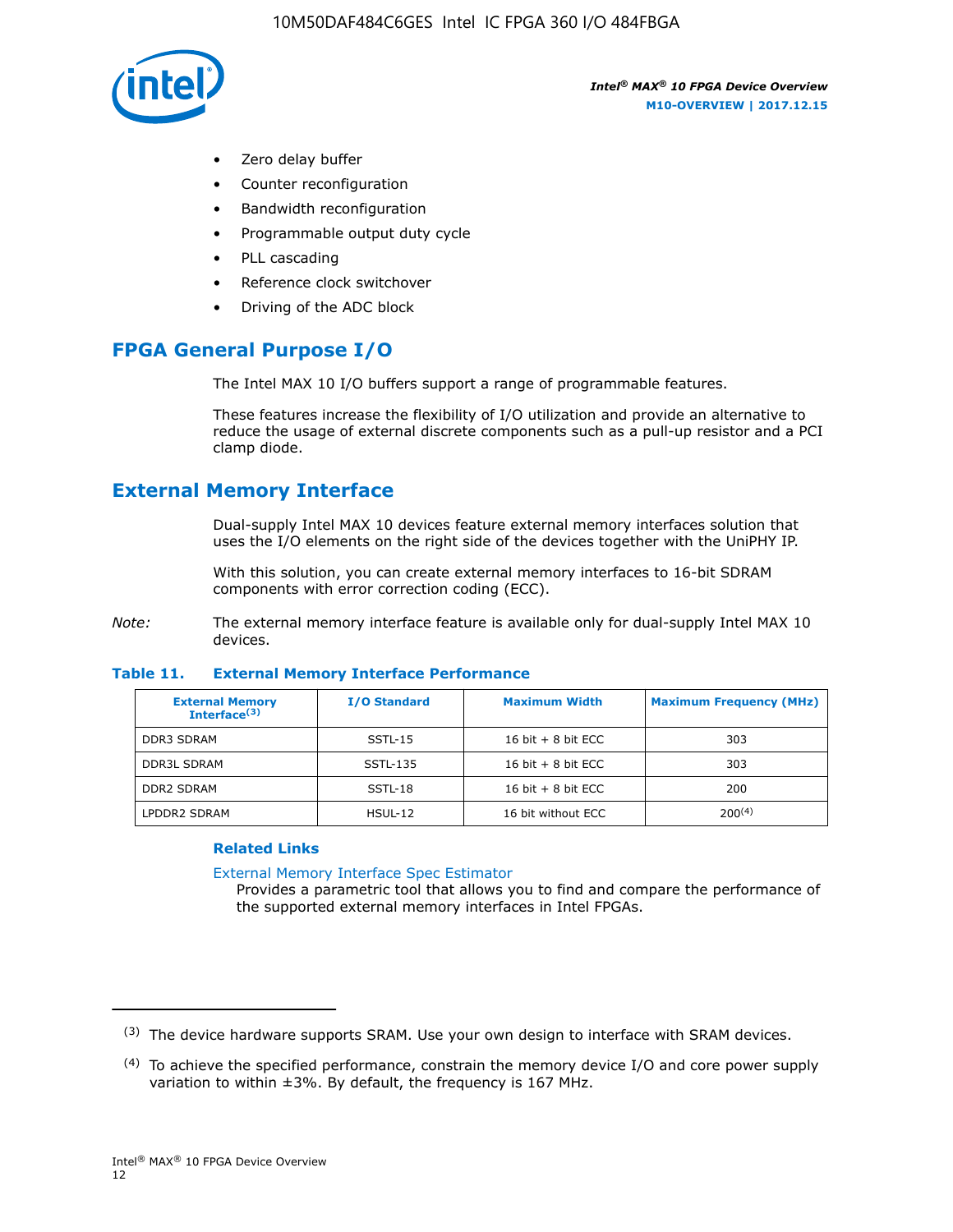- Zero delay buffer
- Counter reconfiguration
- Bandwidth reconfiguration
- Programmable output duty cycle
- PLL cascading
- Reference clock switchover
- Driving of the ADC block

## FPGA General Purpose I/O

The Intel MAX 10 I/O buffers support a range of programmable features.

These features increase the flexibility of I/O utilization and provide an alternative to reduce the usage of external discrete components such as a pull-up resistor and a PCI clamp diode.

## External Memory Interface

Dual-supply Intel MAX 10 devices feature external memory interfaces solution that uses the I/O elements on the right side of the devices together with the UniPHY IP.

With this solution, you can create external memory interfaces to 16-bit SDRAM components with error correction coding (ECC).

*Note:* The external memory interface feature is available only for dual-supply Intel MAX 10 devices.

**Table 11. External Memory Interface Performance**

| External Memory Interface[3] | I/O Standard | Maximum Width | Maximum Frequency (MHz) |
|---|---|---|---|
| DDR3 SDRAM | SSTL-15 | 16 bit + 8 bit ECC | 303 |
| DDR3L SDRAM | SSTL-135 | 16 bit + 8 bit ECC | 303 |
| DDR2 SDRAM | SSTL-18 | 16 bit + 8 bit ECC | 200 |
| LPDDR2 SDRAM | HSUL-12 | 16 bit without ECC | 200[4] |

### Related Links

External Memory Interface Spec Estimator
Provides a parametric tool that allows you to find and compare the performance of the supported external memory interfaces in Intel FPGAs.

---

[3] The device hardware supports SRAM. Use your own design to interface with SRAM devices.

[4] To achieve the specified performance, constrain the memory device I/O and core power supply variation to within ±3%. By default, the frequency is 167 MHz.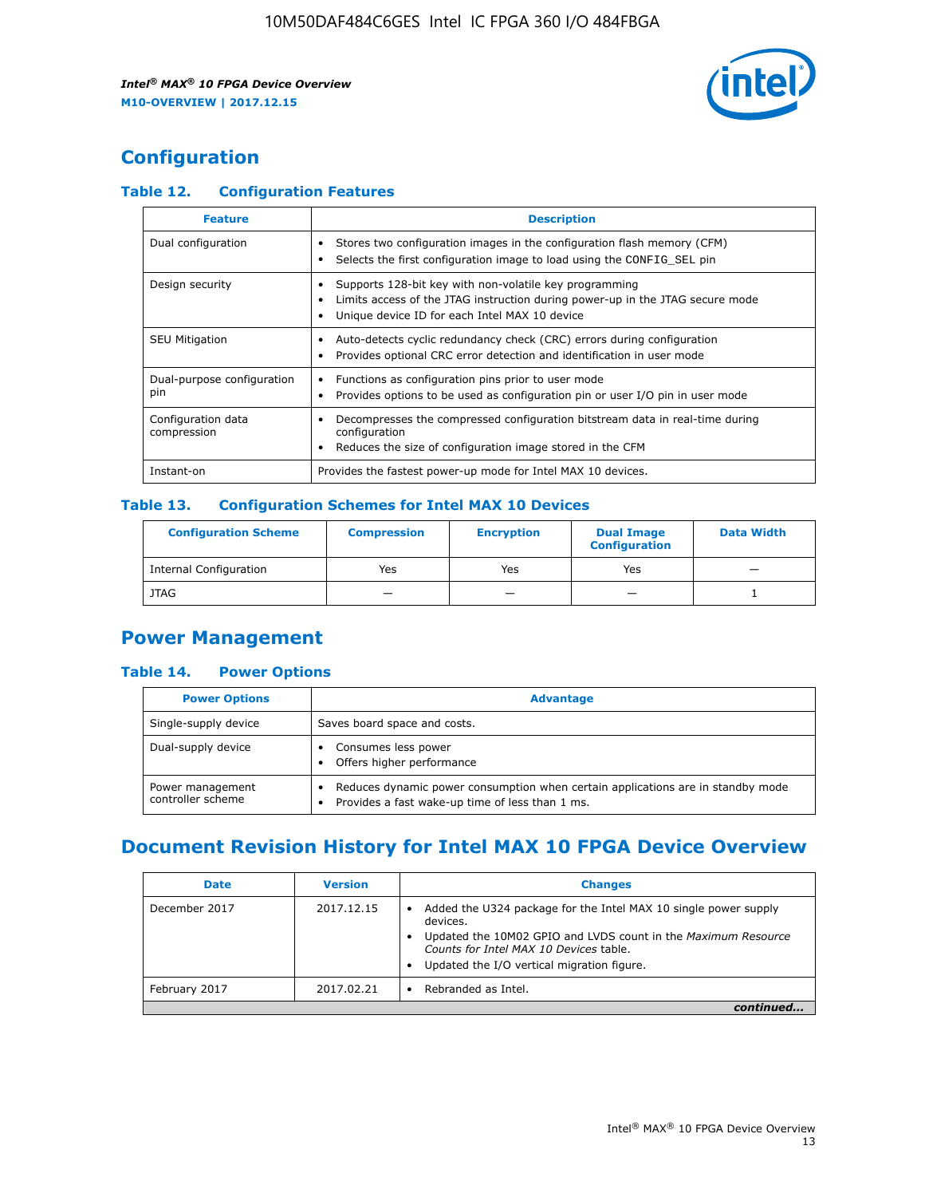# Configuration

### Table 12. Configuration Features

| Feature | Description |
|---|---|
| Dual configuration | • Stores two configuration images in the configuration flash memory (CFM)<br>• Selects the first configuration image to load using the CONFIG_SEL pin |
| Design security | • Supports 128-bit key with non-volatile key programming<br>• Limits access of the JTAG instruction during power-up in the JTAG secure mode<br>• Unique device ID for each Intel MAX 10 device |
| SEU Mitigation | • Auto-detects cyclic redundancy check (CRC) errors during configuration<br>• Provides optional CRC error detection and identification in user mode |
| Dual-purpose configuration pin | • Functions as configuration pins prior to user mode<br>• Provides options to be used as configuration pin or user I/O pin in user mode |
| Configuration data compression | • Decompresses the compressed configuration bitstream data in real-time during configuration<br>• Reduces the size of configuration image stored in the CFM |
| Instant-on | Provides the fastest power-up mode for Intel MAX 10 devices. |

### Table 13. Configuration Schemes for Intel MAX 10 Devices

| Configuration Scheme | Compression | Encryption | Dual Image Configuration | Data Width |
|---|---|---|---|---|
| Internal Configuration | Yes | Yes | Yes | — |
| JTAG | — | — | — | 1 |

# Power Management

### Table 14. Power Options

| Power Options | Advantage |
|---|---|
| Single-supply device | Saves board space and costs. |
| Dual-supply device | • Consumes less power<br>• Offers higher performance |
| Power management controller scheme | • Reduces dynamic power consumption when certain applications are in standby mode<br>• Provides a fast wake-up time of less than 1 ms. |

# Document Revision History for Intel MAX 10 FPGA Device Overview

| Date | Version | Changes |
|---|---|---|
| December 2017 | 2017.12.15 | • Added the U324 package for the Intel MAX 10 single power supply devices.<br>• Updated the 10M02 GPIO and LVDS count in the *Maximum Resource Counts for Intel MAX 10 Devices* table.<br>• Updated the I/O vertical migration figure. |
| February 2017 | 2017.02.21 | • Rebranded as Intel. |

*continued...*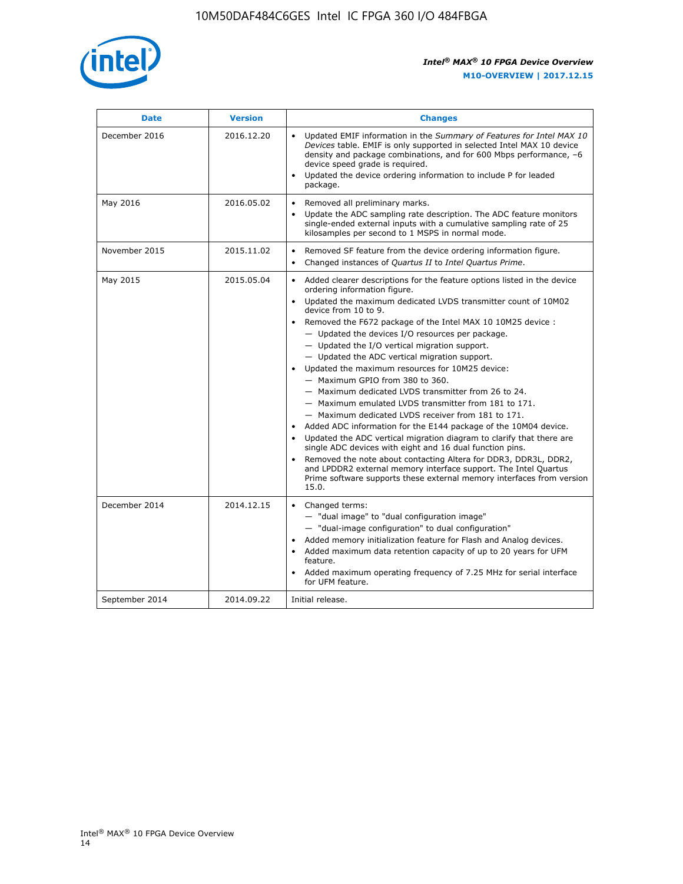| Date | Version | Changes |
| --- | --- | --- |
| December 2016 | 2016.12.20 | • Updated EMIF information in the *Summary of Features for Intel MAX 10 Devices* table. EMIF is only supported in selected Intel MAX 10 device density and package combinations, and for 600 Mbps performance, –6 device speed grade is required.<br>• Updated the device ordering information to include P for leaded package. |
| May 2016 | 2016.05.02 | • Removed all preliminary marks.<br>• Update the ADC sampling rate description. The ADC feature monitors single-ended external inputs with a cumulative sampling rate of 25 kilosamples per second to 1 MSPS in normal mode. |
| November 2015 | 2015.11.02 | • Removed SF feature from the device ordering information figure.<br>• Changed instances of *Quartus II* to *Intel Quartus Prime*. |
| May 2015 | 2015.05.04 | • Added clearer descriptions for the feature options listed in the device ordering information figure.<br>• Updated the maximum dedicated LVDS transmitter count of 10M02 device from 10 to 9.<br>• Removed the F672 package of the Intel MAX 10 10M25 device :<br>— Updated the devices I/O resources per package.<br>— Updated the I/O vertical migration support.<br>— Updated the ADC vertical migration support.<br>• Updated the maximum resources for 10M25 device:<br>— Maximum GPIO from 380 to 360.<br>— Maximum dedicated LVDS transmitter from 26 to 24.<br>— Maximum emulated LVDS transmitter from 181 to 171.<br>— Maximum dedicated LVDS receiver from 181 to 171.<br>• Added ADC information for the E144 package of the 10M04 device.<br>• Updated the ADC vertical migration diagram to clarify that there are single ADC devices with eight and 16 dual function pins.<br>• Removed the note about contacting Altera for DDR3, DDR3L, DDR2, and LPDDR2 external memory interface support. The Intel Quartus Prime software supports these external memory interfaces from version 15.0. |
| December 2014 | 2014.12.15 | • Changed terms:<br>— "dual image" to "dual configuration image"<br>— "dual-image configuration" to dual configuration"<br>• Added memory initialization feature for Flash and Analog devices.<br>• Added maximum data retention capacity of up to 20 years for UFM feature.<br>• Added maximum operating frequency of 7.25 MHz for serial interface for UFM feature. |
| September 2014 | 2014.09.22 | Initial release. |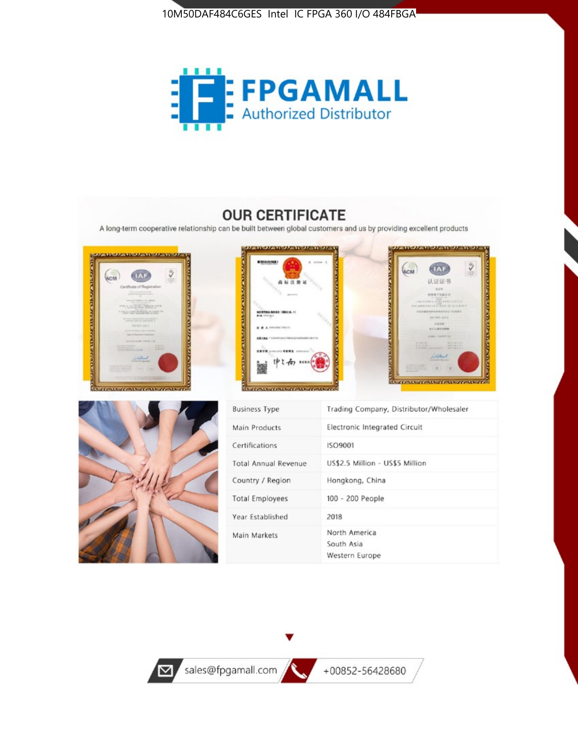# FPGAMALL

Authorized Distributor

## OUR CERTIFICATE

A long-term cooperative relationship can be built between global customers and us by providing excellent products

| | |
|---|---|
| Business Type | Trading Company, Distributor/Wholesaler |
| Main Products | Electronic Integrated Circuit |
| Certifications | ISO9001 |
| Total Annual Revenue | US$2.5 Million - US$5 Million |
| Country / Region | Hongkong, China |
| Total Employees | 100 - 200 People |
| Year Established | 2018 |
| Main Markets | North America<br>South Asia<br>Western Europe |

sales@fpgamall.com

+00852-56428680